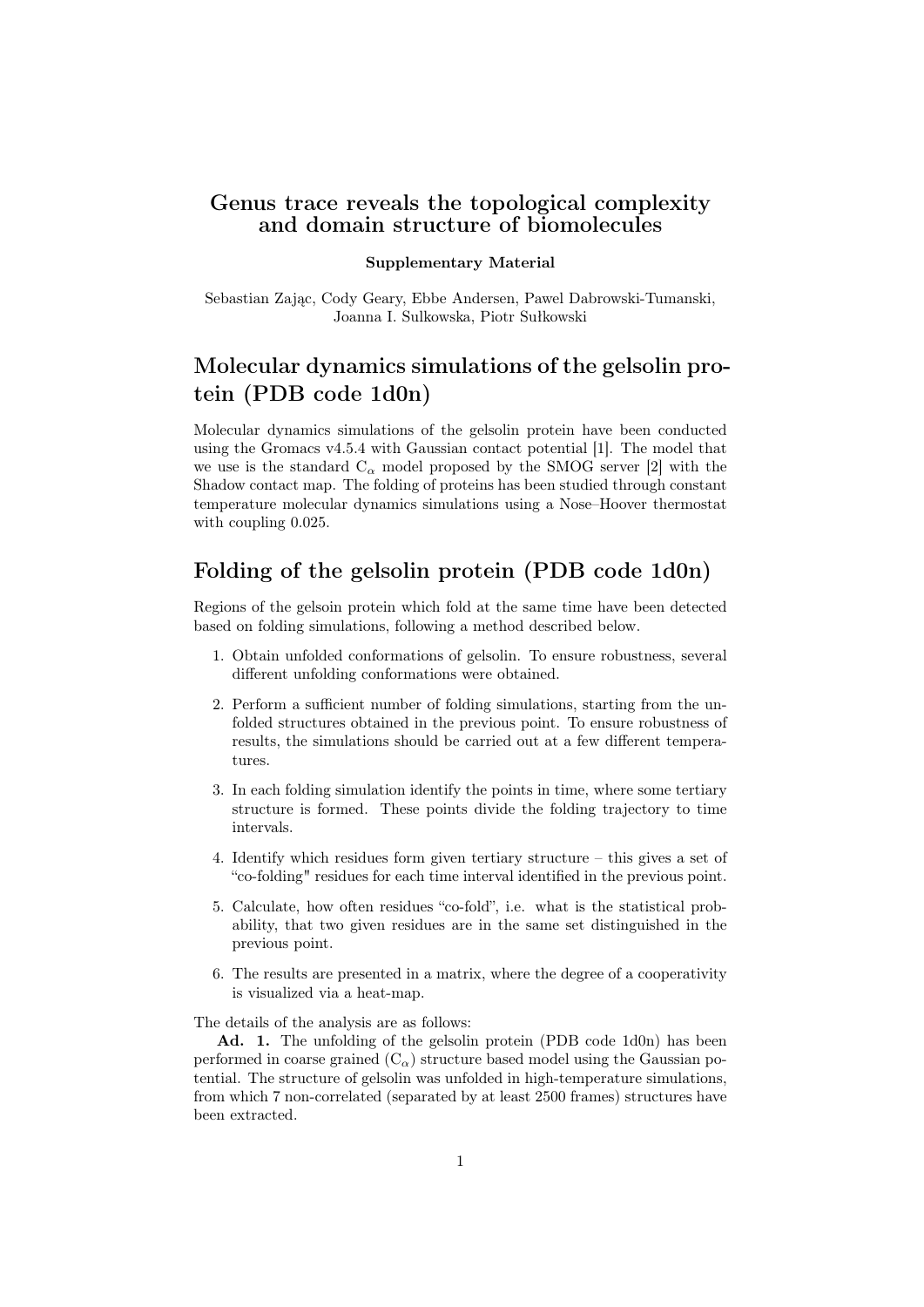# Genus trace reveals the topological complexity and domain structure of biomolecules

**Supplementary Material**

Sebastian Zając, Cody Geary, Ebbe Andersen, Pawel Dabrowski-Tumanski, Joanna I. Sulkowska, Piotr Sułkowski

## Molecular dynamics simulations of the gelsolin protein (PDB code 1d0n)

Molecular dynamics simulations of the gelsolin protein have been conducted using the Gromacs v4.5.4 with Gaussian contact potential [1]. The model that we use is the standard $C_\alpha$ model proposed by the SMOG server [2] with the Shadow contact map. The folding of proteins has been studied through constant temperature molecular dynamics simulations using a Nose–Hoover thermostat with coupling 0.025.

## Folding of the gelsolin protein (PDB code 1d0n)

Regions of the gelsoin protein which fold at the same time have been detected based on folding simulations, following a method described below.

1. Obtain unfolded conformations of gelsolin. To ensure robustness, several different unfolding conformations were obtained.
2. Perform a sufficient number of folding simulations, starting from the unfolded structures obtained in the previous point. To ensure robustness of results, the simulations should be carried out at a few different temperatures.
3. In each folding simulation identify the points in time, where some tertiary structure is formed. These points divide the folding trajectory to time intervals.
4. Identify which residues form given tertiary structure – this gives a set of "co-folding" residues for each time interval identified in the previous point.
5. Calculate, how often residues "co-fold", i.e. what is the statistical probability, that two given residues are in the same set distinguished in the previous point.
6. The results are presented in a matrix, where the degree of a cooperativity is visualized via a heat-map.

The details of the analysis are as follows:

**Ad. 1.** The unfolding of the gelsolin protein (PDB code 1d0n) has been performed in coarse grained ($C_\alpha$) structure based model using the Gaussian potential. The structure of gelsolin was unfolded in high-temperature simulations, from which 7 non-correlated (separated by at least 2500 frames) structures have been extracted.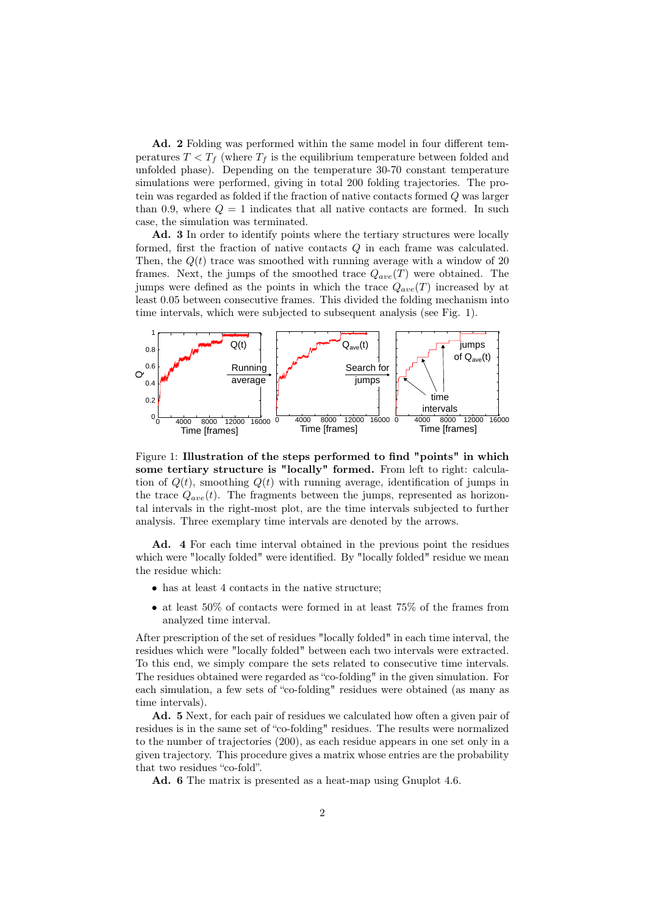**Ad. 2** Folding was performed within the same model in four different temperatures $T < T_f$ (where $T_f$ is the equilibrium temperature between folded and unfolded phase). Depending on the temperature 30-70 constant temperature simulations were performed, giving in total 200 folding trajectories. The protein was regarded as folded if the fraction of native contacts formed $Q$ was larger than 0.9, where $Q = 1$ indicates that all native contacts are formed. In such case, the simulation was terminated.

**Ad. 3** In order to identify points where the tertiary structures were locally formed, first the fraction of native contacts $Q$ in each frame was calculated. Then, the $Q(t)$ trace was smoothed with running average with a window of 20 frames. Next, the jumps of the smoothed trace $Q_{ave}(T)$ were obtained. The jumps were defined as the points in which the trace $Q_{ave}(T)$ increased by at least 0.05 between consecutive frames. This divided the folding mechanism into time intervals, which were subjected to subsequent analysis (see Fig. 1).

Figure 1: **Illustration of the steps performed to find "points" in which some tertiary structure is "locally" formed.** From left to right: calculation of $Q(t)$, smoothing $Q(t)$ with running average, identification of jumps in the trace $Q_{ave}(t)$. The fragments between the jumps, represented as horizontal intervals in the right-most plot, are the time intervals subjected to further analysis. Three exemplary time intervals are denoted by the arrows.

**Ad. 4** For each time interval obtained in the previous point the residues which were "locally folded" were identified. By "locally folded" residue we mean the residue which:

- has at least 4 contacts in the native structure;
- at least 50% of contacts were formed in at least 75% of the frames from analyzed time interval.

After prescription of the set of residues "locally folded" in each time interval, the residues which were "locally folded" between each two intervals were extracted. To this end, we simply compare the sets related to consecutive time intervals. The residues obtained were regarded as "co-folding" in the given simulation. For each simulation, a few sets of "co-folding" residues were obtained (as many as time intervals).

**Ad. 5** Next, for each pair of residues we calculated how often a given pair of residues is in the same set of "co-folding" residues. The results were normalized to the number of trajectories (200), as each residue appears in one set only in a given trajectory. This procedure gives a matrix whose entries are the probability that two residues "co-fold".

**Ad. 6** The matrix is presented as a heat-map using Gnuplot 4.6.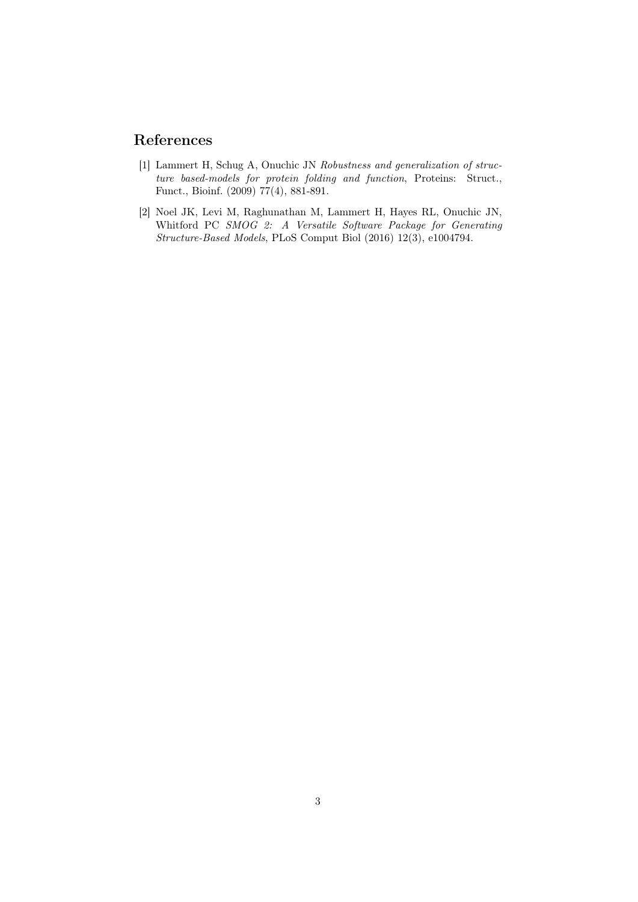## References

[1] Lammert H, Schug A, Onuchic JN *Robustness and generalization of structure based-models for protein folding and function*, Proteins: Struct., Funct., Bioinf. (2009) 77(4), 881-891.

[2] Noel JK, Levi M, Raghunathan M, Lammert H, Hayes RL, Onuchic JN, Whitford PC *SMOG 2: A Versatile Software Package for Generating Structure-Based Models*, PLoS Comput Biol (2016) 12(3), e1004794.